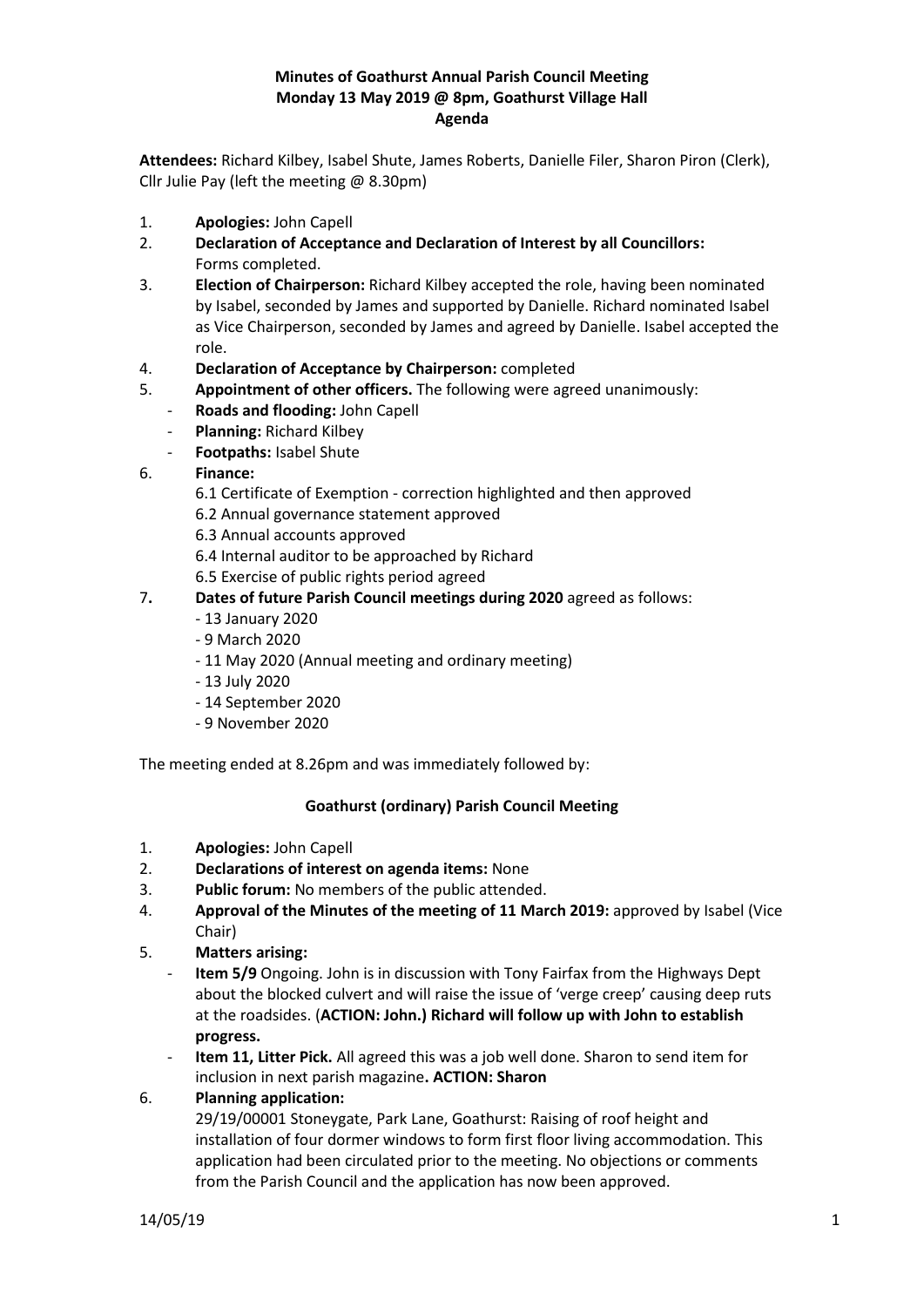**Minutes of Goathurst Annual Parish Council Meeting**
**Monday 13 May 2019 @ 8pm, Goathurst Village Hall**
**Agenda**

**Attendees:** Richard Kilbey, Isabel Shute, James Roberts, Danielle Filer, Sharon Piron (Clerk), Cllr Julie Pay (left the meeting @ 8.30pm)

1. **Apologies:** John Capell
2. **Declaration of Acceptance and Declaration of Interest by all Councillors:** Forms completed.
3. **Election of Chairperson:** Richard Kilbey accepted the role, having been nominated by Isabel, seconded by James and supported by Danielle. Richard nominated Isabel as Vice Chairperson, seconded by James and agreed by Danielle. Isabel accepted the role.
4. **Declaration of Acceptance by Chairperson:** completed
5. **Appointment of other officers.** The following were agreed unanimously:
   - **Roads and flooding:** John Capell
   - **Planning:** Richard Kilbey
   - **Footpaths:** Isabel Shute
6. **Finance:**
   6.1 Certificate of Exemption - correction highlighted and then approved
   6.2 Annual governance statement approved
   6.3 Annual accounts approved
   6.4 Internal auditor to be approached by Richard
   6.5 Exercise of public rights period agreed
7. **Dates of future Parish Council meetings during 2020** agreed as follows:
   - 13 January 2020
   - 9 March 2020
   - 11 May 2020 (Annual meeting and ordinary meeting)
   - 13 July 2020
   - 14 September 2020
   - 9 November 2020

The meeting ended at 8.26pm and was immediately followed by:

**Goathurst (ordinary) Parish Council Meeting**

1. **Apologies:** John Capell
2. **Declarations of interest on agenda items:** None
3. **Public forum:** No members of the public attended.
4. **Approval of the Minutes of the meeting of 11 March 2019:** approved by Isabel (Vice Chair)
5. **Matters arising:**
   - **Item 5/9** Ongoing. John is in discussion with Tony Fairfax from the Highways Dept about the blocked culvert and will raise the issue of 'verge creep' causing deep ruts at the roadsides. (**ACTION: John.) Richard will follow up with John to establish progress.**
   - **Item 11, Litter Pick.** All agreed this was a job well done. Sharon to send item for inclusion in next parish magazine**. ACTION: Sharon**
6. **Planning application:**
   29/19/00001 Stoneygate, Park Lane, Goathurst: Raising of roof height and installation of four dormer windows to form first floor living accommodation. This application had been circulated prior to the meeting. No objections or comments from the Parish Council and the application has now been approved.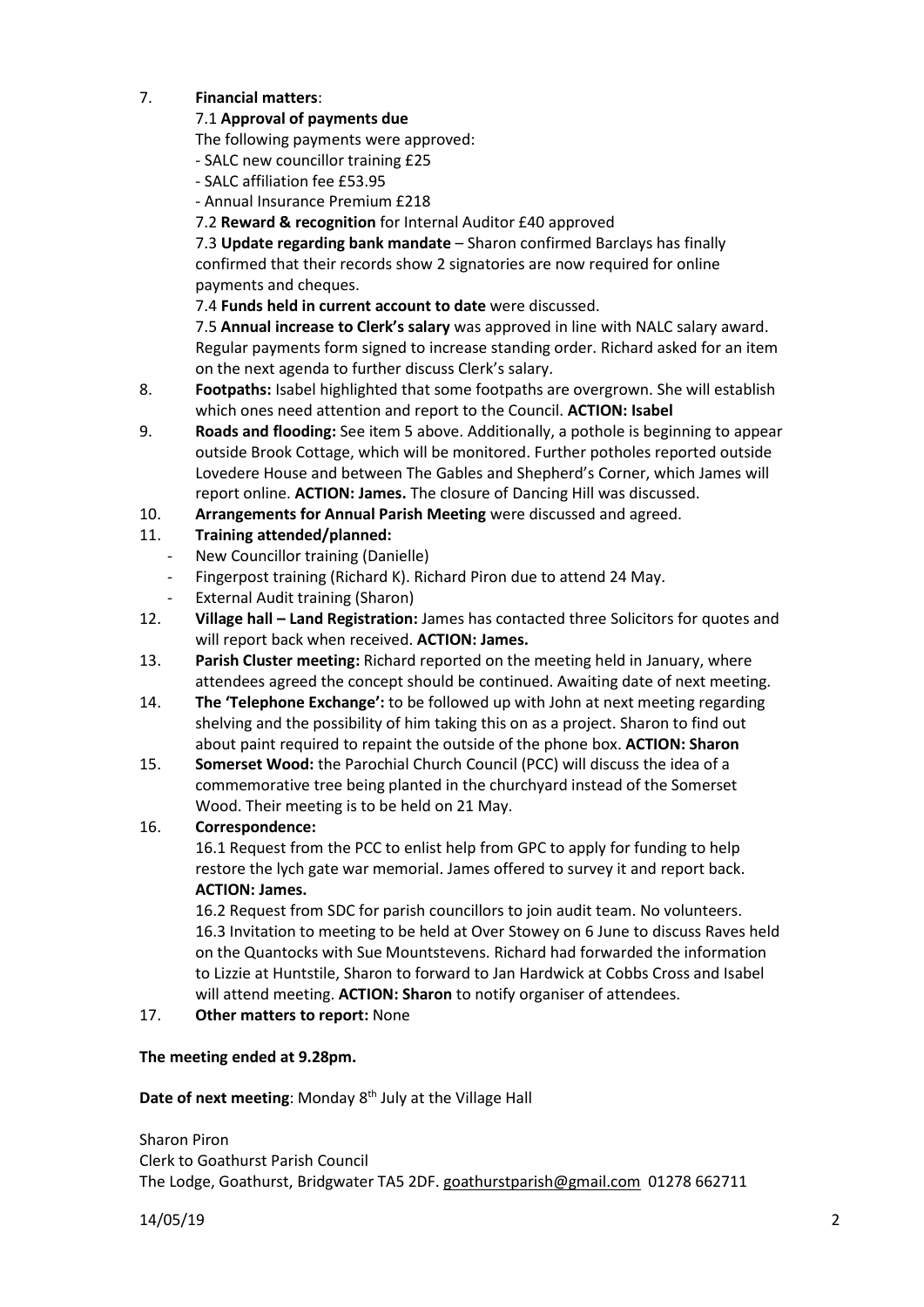7. **Financial matters**:

   7.1 **Approval of payments due**

   The following payments were approved:

   - SALC new councillor training £25
   - SALC affiliation fee £53.95
   - Annual Insurance Premium £218

   7.2 **Reward & recognition** for Internal Auditor £40 approved

   7.3 **Update regarding bank mandate** – Sharon confirmed Barclays has finally confirmed that their records show 2 signatories are now required for online payments and cheques.

   7.4 **Funds held in current account to date** were discussed.

   7.5 **Annual increase to Clerk's salary** was approved in line with NALC salary award. Regular payments form signed to increase standing order. Richard asked for an item on the next agenda to further discuss Clerk's salary.

8. **Footpaths:** Isabel highlighted that some footpaths are overgrown. She will establish which ones need attention and report to the Council. **ACTION: Isabel**

9. **Roads and flooding:** See item 5 above. Additionally, a pothole is beginning to appear outside Brook Cottage, which will be monitored. Further potholes reported outside Lovedere House and between The Gables and Shepherd's Corner, which James will report online. **ACTION: James.** The closure of Dancing Hill was discussed.

10. **Arrangements for Annual Parish Meeting** were discussed and agreed.

11. **Training attended/planned:**
    - New Councillor training (Danielle)
    - Fingerpost training (Richard K). Richard Piron due to attend 24 May.
    - External Audit training (Sharon)

12. **Village hall – Land Registration:** James has contacted three Solicitors for quotes and will report back when received. **ACTION: James.**

13. **Parish Cluster meeting:** Richard reported on the meeting held in January, where attendees agreed the concept should be continued. Awaiting date of next meeting.

14. **The 'Telephone Exchange':** to be followed up with John at next meeting regarding shelving and the possibility of him taking this on as a project. Sharon to find out about paint required to repaint the outside of the phone box. **ACTION: Sharon**

15. **Somerset Wood:** the Parochial Church Council (PCC) will discuss the idea of a commemorative tree being planted in the churchyard instead of the Somerset Wood. Their meeting is to be held on 21 May.

16. **Correspondence:**

    16.1 Request from the PCC to enlist help from GPC to apply for funding to help restore the lych gate war memorial. James offered to survey it and report back. **ACTION: James.**

    16.2 Request from SDC for parish councillors to join audit team. No volunteers.

    16.3 Invitation to meeting to be held at Over Stowey on 6 June to discuss Raves held on the Quantocks with Sue Mountstevens. Richard had forwarded the information to Lizzie at Huntstile, Sharon to forward to Jan Hardwick at Cobbs Cross and Isabel will attend meeting. **ACTION: Sharon** to notify organiser of attendees.

17. **Other matters to report:** None

**The meeting ended at 9.28pm.**

**Date of next meeting**: Monday 8th July at the Village Hall

Sharon Piron
Clerk to Goathurst Parish Council
The Lodge, Goathurst, Bridgwater TA5 2DF. goathurstparish@gmail.com 01278 662711

14/05/19